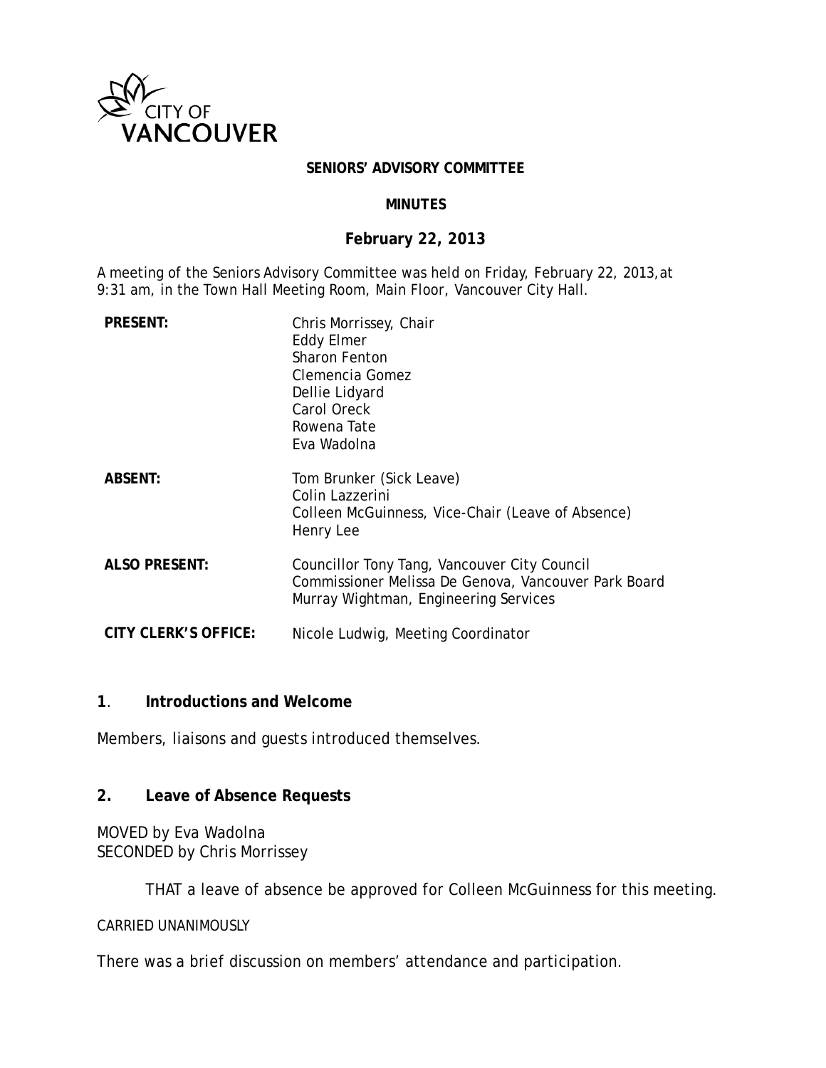CITY OF VANCOUVER

**SENIORS' ADVISORY COMMITTEE**

**MINUTES**

**February 22, 2013**

A meeting of the Seniors Advisory Committee was held on Friday, February 22, 2013, at 9:31 am, in the Town Hall Meeting Room, Main Floor, Vancouver City Hall.

| | |
|---|---|
| **PRESENT:** | Chris Morrissey, Chair<br>Eddy Elmer<br>Sharon Fenton<br>Clemencia Gomez<br>Dellie Lidyard<br>Carol Oreck<br>Rowena Tate<br>Eva Wadolna |
| **ABSENT:** | Tom Brunker (Sick Leave)<br>Colin Lazzerini<br>Colleen McGuinness, Vice-Chair (Leave of Absence)<br>Henry Lee |
| **ALSO PRESENT:** | Councillor Tony Tang, Vancouver City Council<br>Commissioner Melissa De Genova, Vancouver Park Board<br>Murray Wightman, Engineering Services |
| **CITY CLERK'S OFFICE:** | Nicole Ludwig, Meeting Coordinator |

## 1. Introductions and Welcome

Members, liaisons and guests introduced themselves.

## 2. Leave of Absence Requests

MOVED by Eva Wadolna
SECONDED by Chris Morrissey

THAT a leave of absence be approved for Colleen McGuinness for this meeting.

CARRIED UNANIMOUSLY

There was a brief discussion on members' attendance and participation.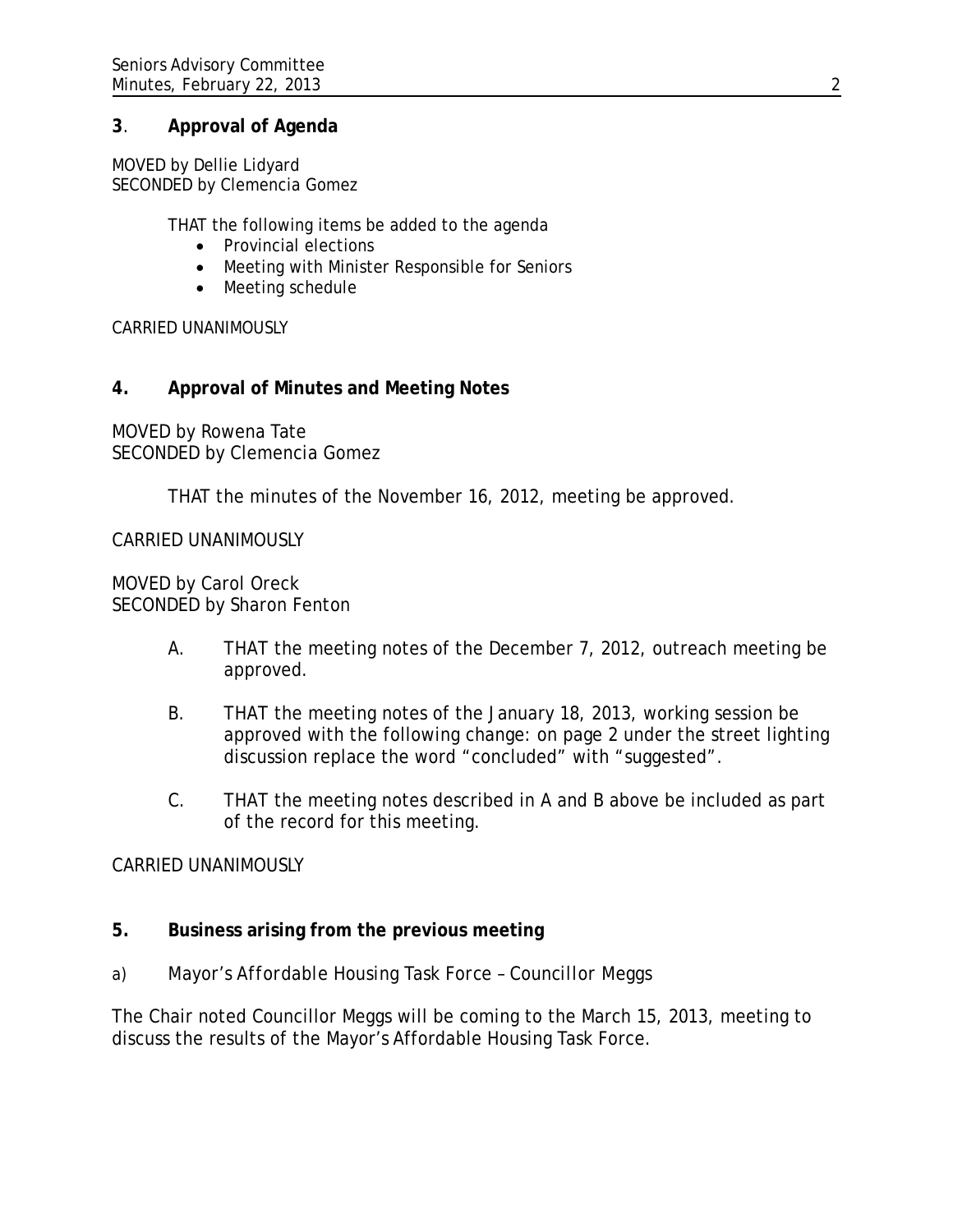## 3. Approval of Agenda

MOVED by Dellie Lidyard
SECONDED by Clemencia Gomez

THAT the following items be added to the agenda

- Provincial elections
- Meeting with Minister Responsible for Seniors
- Meeting schedule

CARRIED UNANIMOUSLY

## 4. Approval of Minutes and Meeting Notes

MOVED by Rowena Tate
SECONDED by Clemencia Gomez

THAT the minutes of the November 16, 2012, meeting be approved.

CARRIED UNANIMOUSLY

MOVED by Carol Oreck
SECONDED by Sharon Fenton

A. THAT the meeting notes of the December 7, 2012, outreach meeting be approved.

B. THAT the meeting notes of the January 18, 2013, working session be approved with the following change: on page 2 under the street lighting discussion replace the word "concluded" with "suggested".

C. THAT the meeting notes described in A and B above be included as part of the record for this meeting.

CARRIED UNANIMOUSLY

## 5. Business arising from the previous meeting

a) Mayor's Affordable Housing Task Force – Councillor Meggs

The Chair noted Councillor Meggs will be coming to the March 15, 2013, meeting to discuss the results of the Mayor's Affordable Housing Task Force.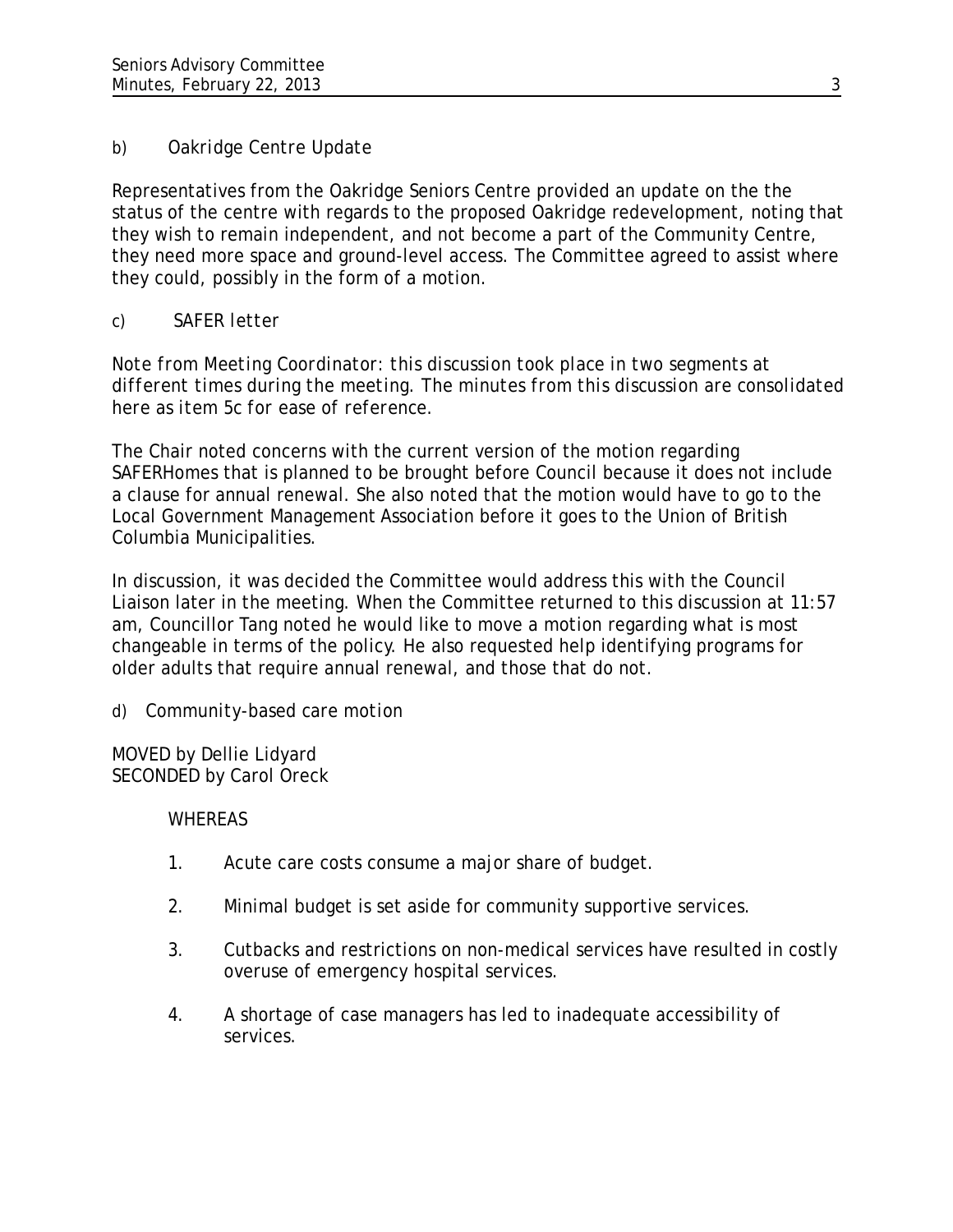b) Oakridge Centre Update

Representatives from the Oakridge Seniors Centre provided an update on the the status of the centre with regards to the proposed Oakridge redevelopment, noting that they wish to remain independent, and not become a part of the Community Centre, they need more space and ground-level access. The Committee agreed to assist where they could, possibly in the form of a motion.

c) SAFER letter

*Note from Meeting Coordinator: this discussion took place in two segments at different times during the meeting. The minutes from this discussion are consolidated here as item 5c for ease of reference.*

The Chair noted concerns with the current version of the motion regarding SAFERHomes that is planned to be brought before Council because it does not include a clause for annual renewal. She also noted that the motion would have to go to the Local Government Management Association before it goes to the Union of British Columbia Municipalities.

In discussion, it was decided the Committee would address this with the Council Liaison later in the meeting. When the Committee returned to this discussion at 11:57 am, Councillor Tang noted he would like to move a motion regarding what is most changeable in terms of the policy. He also requested help identifying programs for older adults that require annual renewal, and those that do not.

d) Community-based care motion

MOVED by Dellie Lidyard
SECONDED by Carol Oreck

WHEREAS

1. Acute care costs consume a major share of budget.

2. Minimal budget is set aside for community supportive services.

3. Cutbacks and restrictions on non-medical services have resulted in costly overuse of emergency hospital services.

4. A shortage of case managers has led to inadequate accessibility of services.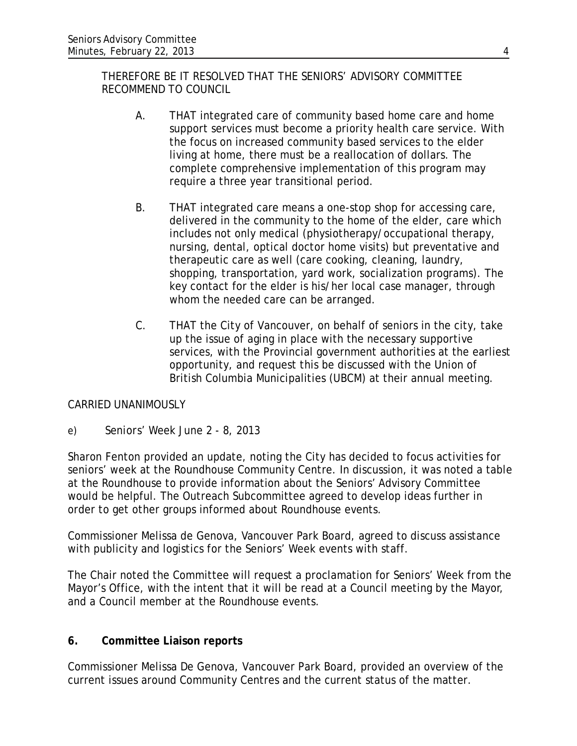THEREFORE BE IT RESOLVED THAT THE SENIORS' ADVISORY COMMITTEE RECOMMEND TO COUNCIL

A. THAT integrated care of community based home care and home support services must become a priority health care service. With the focus on increased community based services to the elder living at home, there must be a reallocation of dollars. The complete comprehensive implementation of this program may require a three year transitional period.

B. THAT integrated care means a one-stop shop for accessing care, delivered in the community to the home of the elder, care which includes not only medical (physiotherapy/occupational therapy, nursing, dental, optical doctor home visits) but preventative and therapeutic care as well (care cooking, cleaning, laundry, shopping, transportation, yard work, socialization programs). The key contact for the elder is his/her local case manager, through whom the needed care can be arranged.

C. THAT the City of Vancouver, on behalf of seniors in the city, take up the issue of aging in place with the necessary supportive services, with the Provincial government authorities at the earliest opportunity, and request this be discussed with the Union of British Columbia Municipalities (UBCM) at their annual meeting.

CARRIED UNANIMOUSLY

e) Seniors' Week June 2 - 8, 2013

Sharon Fenton provided an update, noting the City has decided to focus activities for seniors' week at the Roundhouse Community Centre. In discussion, it was noted a table at the Roundhouse to provide information about the Seniors' Advisory Committee would be helpful. The Outreach Subcommittee agreed to develop ideas further in order to get other groups informed about Roundhouse events.

Commissioner Melissa de Genova, Vancouver Park Board, agreed to discuss assistance with publicity and logistics for the Seniors' Week events with staff.

The Chair noted the Committee will request a proclamation for Seniors' Week from the Mayor's Office, with the intent that it will be read at a Council meeting by the Mayor, and a Council member at the Roundhouse events.

## 6. Committee Liaison reports

Commissioner Melissa De Genova, Vancouver Park Board, provided an overview of the current issues around Community Centres and the current status of the matter.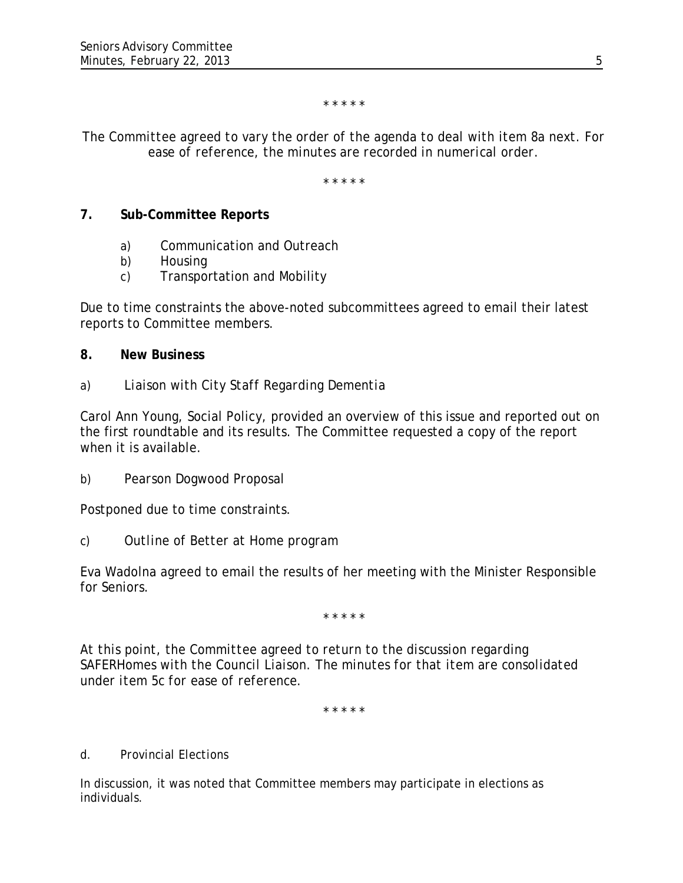\* \* \* \* \*

*The Committee agreed to vary the order of the agenda to deal with item 8a next. For ease of reference, the minutes are recorded in numerical order.*

\* \* \* \* \*

**7. Sub-Committee Reports**

a) Communication and Outreach
b) Housing
c) Transportation and Mobility

Due to time constraints the above-noted subcommittees agreed to email their latest reports to Committee members.

**8. New Business**

a) Liaison with City Staff Regarding Dementia

Carol Ann Young, Social Policy, provided an overview of this issue and reported out on the first roundtable and its results. The Committee requested a copy of the report when it is available.

b) Pearson Dogwood Proposal

Postponed due to time constraints.

c) Outline of Better at Home program

Eva Wadolna agreed to email the results of her meeting with the Minister Responsible for Seniors.

\* \* \* \* \*

*At this point, the Committee agreed to return to the discussion regarding SAFERHomes with the Council Liaison. The minutes for that item are consolidated under item 5c for ease of reference.*

\* \* \* \* \*

d. Provincial Elections

In discussion, it was noted that Committee members may participate in elections as individuals.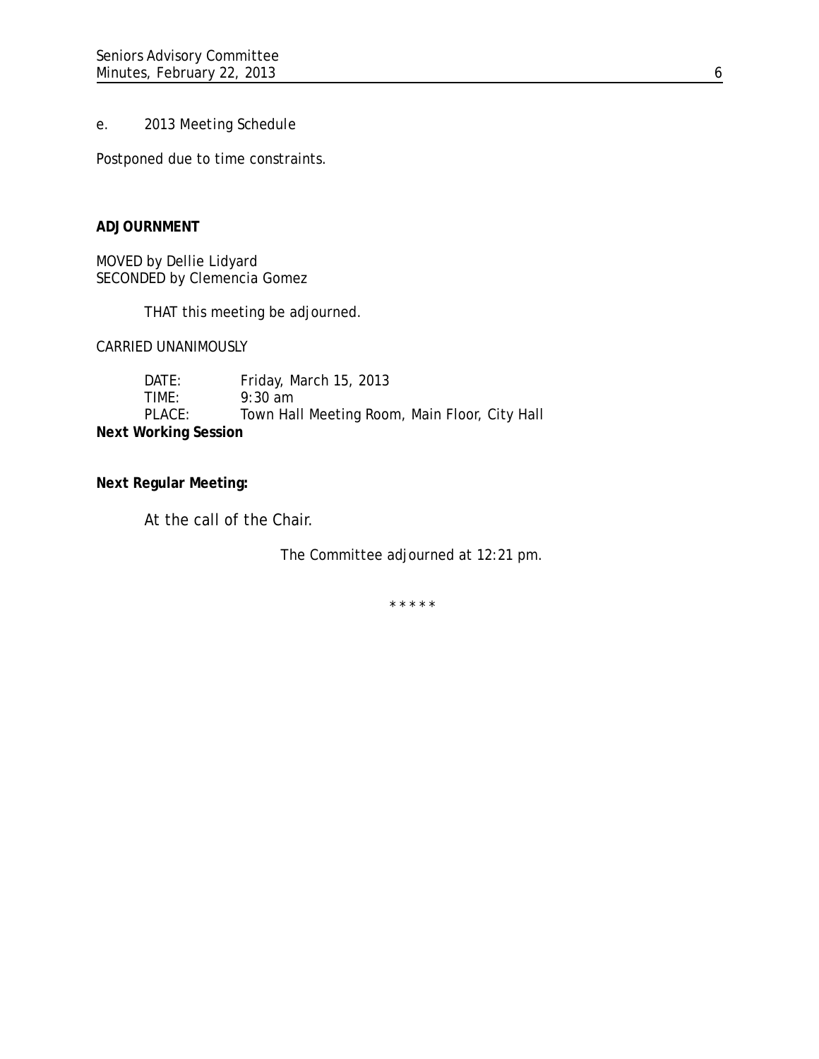e. 2013 Meeting Schedule

Postponed due to time constraints.

**ADJOURNMENT**

MOVED by Dellie Lidyard
SECONDED by Clemencia Gomez

THAT this meeting be adjourned.

CARRIED UNANIMOUSLY

**Next Working Session**

DATE: Friday, March 15, 2013
TIME: 9:30 am
PLACE: Town Hall Meeting Room, Main Floor, City Hall

**Next Regular Meeting:**

At the call of the Chair.

The Committee adjourned at 12:21 pm.

\* \* \* \* \*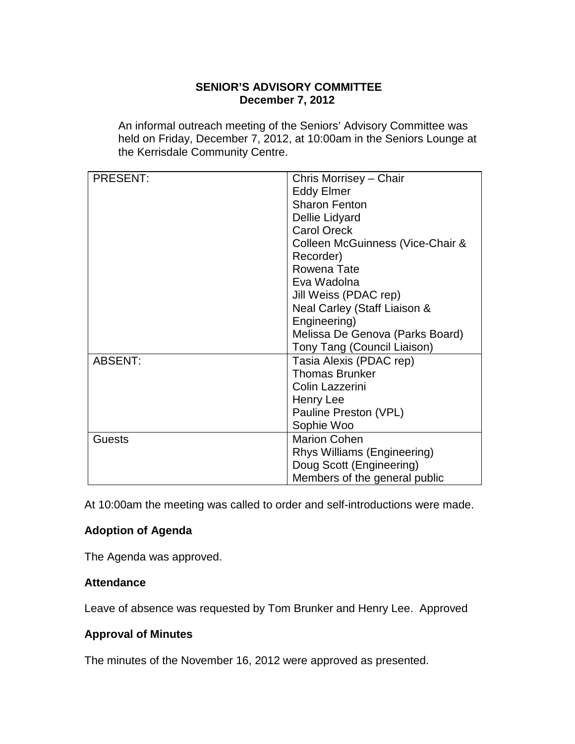**SENIOR'S ADVISORY COMMITTEE**
**December 7, 2012**

An informal outreach meeting of the Seniors' Advisory Committee was held on Friday, December 7, 2012, at 10:00am in the Seniors Lounge at the Kerrisdale Community Centre.

| | |
|---|---|
| PRESENT: | Chris Morrisey – Chair<br>Eddy Elmer<br>Sharon Fenton<br>Dellie Lidyard<br>Carol Oreck<br>Colleen McGuinness (Vice-Chair & Recorder)<br>Rowena Tate<br>Eva Wadolna<br>Jill Weiss (PDAC rep)<br>Neal Carley (Staff Liaison & Engineering)<br>Melissa De Genova (Parks Board)<br>Tony Tang (Council Liaison) |
| ABSENT: | Tasia Alexis (PDAC rep)<br>Thomas Brunker<br>Colin Lazzerini<br>Henry Lee<br>Pauline Preston (VPL)<br>Sophie Woo |
| Guests | Marion Cohen<br>Rhys Williams (Engineering)<br>Doug Scott (Engineering)<br>Members of the general public |

At 10:00am the meeting was called to order and self-introductions were made.

**Adoption of Agenda**

The Agenda was approved.

**Attendance**

Leave of absence was requested by Tom Brunker and Henry Lee. Approved

**Approval of Minutes**

The minutes of the November 16, 2012 were approved as presented.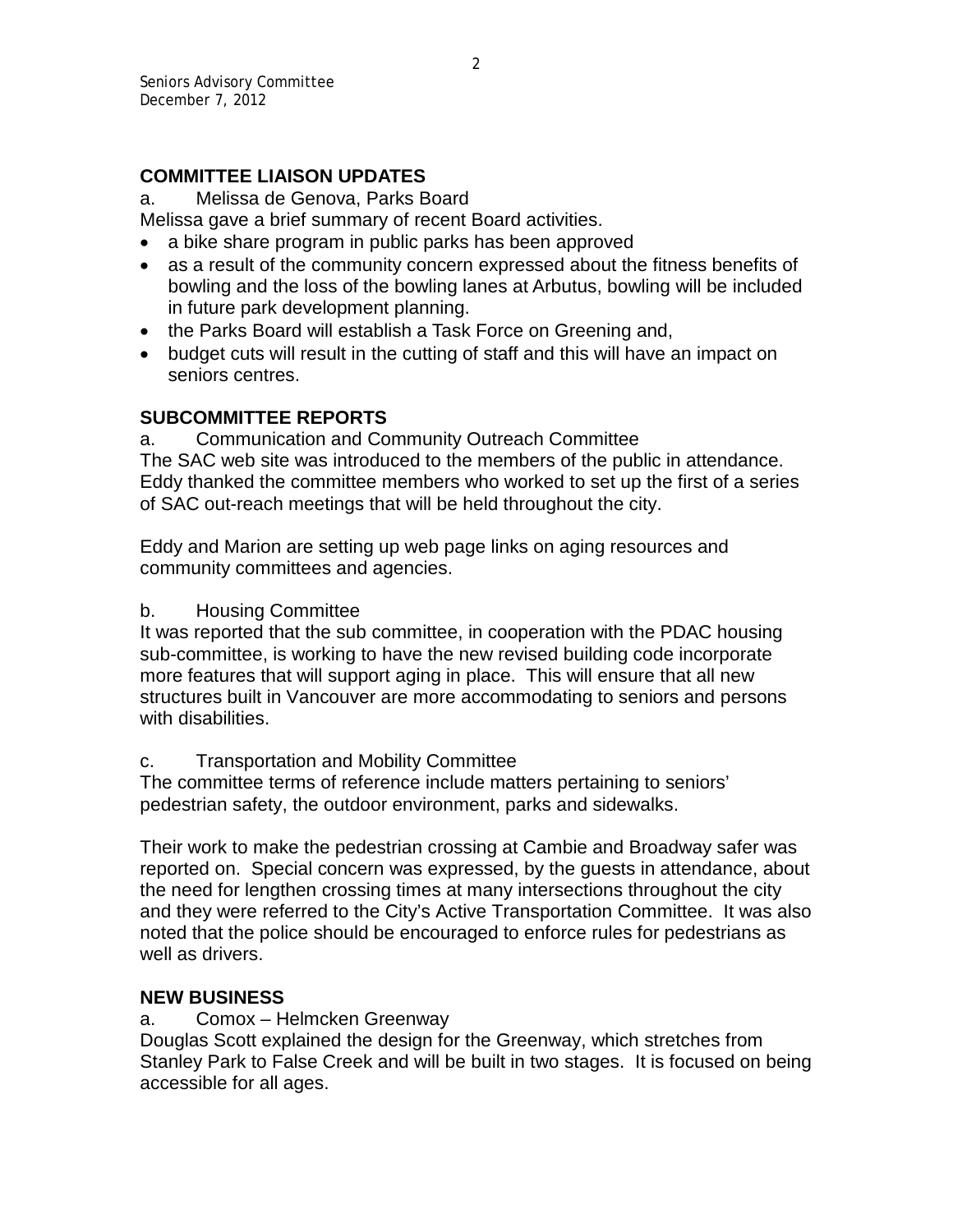## COMMITTEE LIAISON UPDATES

a. Melissa de Genova, Parks Board

Melissa gave a brief summary of recent Board activities.

- a bike share program in public parks has been approved
- as a result of the community concern expressed about the fitness benefits of bowling and the loss of the bowling lanes at Arbutus, bowling will be included in future park development planning.
- the Parks Board will establish a Task Force on Greening and,
- budget cuts will result in the cutting of staff and this will have an impact on seniors centres.

## SUBCOMMITTEE REPORTS

a. Communication and Community Outreach Committee

The SAC web site was introduced to the members of the public in attendance. Eddy thanked the committee members who worked to set up the first of a series of SAC out-reach meetings that will be held throughout the city.

Eddy and Marion are setting up web page links on aging resources and community committees and agencies.

b. Housing Committee

It was reported that the sub committee, in cooperation with the PDAC housing sub-committee, is working to have the new revised building code incorporate more features that will support aging in place. This will ensure that all new structures built in Vancouver are more accommodating to seniors and persons with disabilities.

c. Transportation and Mobility Committee

The committee terms of reference include matters pertaining to seniors' pedestrian safety, the outdoor environment, parks and sidewalks.

Their work to make the pedestrian crossing at Cambie and Broadway safer was reported on. Special concern was expressed, by the guests in attendance, about the need for lengthen crossing times at many intersections throughout the city and they were referred to the City's Active Transportation Committee. It was also noted that the police should be encouraged to enforce rules for pedestrians as well as drivers.

## NEW BUSINESS

a. Comox – Helmcken Greenway

Douglas Scott explained the design for the Greenway, which stretches from Stanley Park to False Creek and will be built in two stages. It is focused on being accessible for all ages.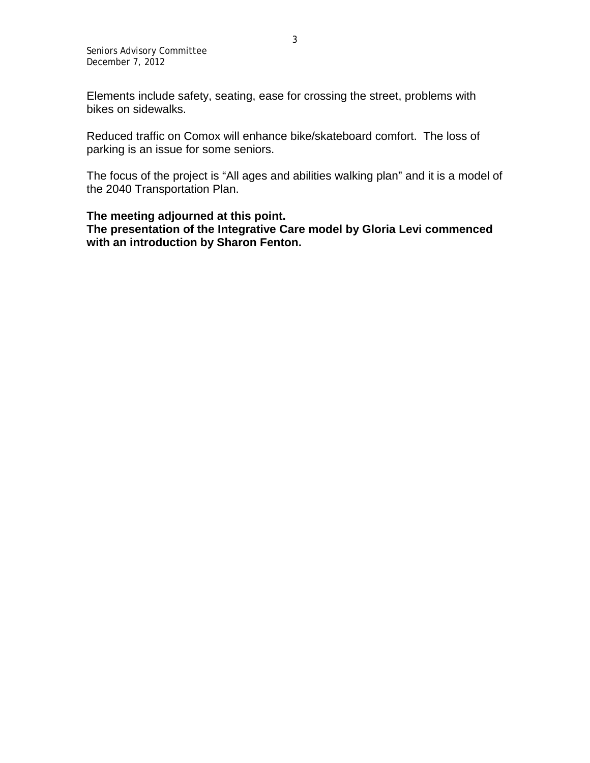Elements include safety, seating, ease for crossing the street, problems with bikes on sidewalks.

Reduced traffic on Comox will enhance bike/skateboard comfort. The loss of parking is an issue for some seniors.

The focus of the project is “All ages and abilities walking plan” and it is a model of the 2040 Transportation Plan.

**The meeting adjourned at this point.**
**The presentation of the Integrative Care model by Gloria Levi commenced with an introduction by Sharon Fenton.**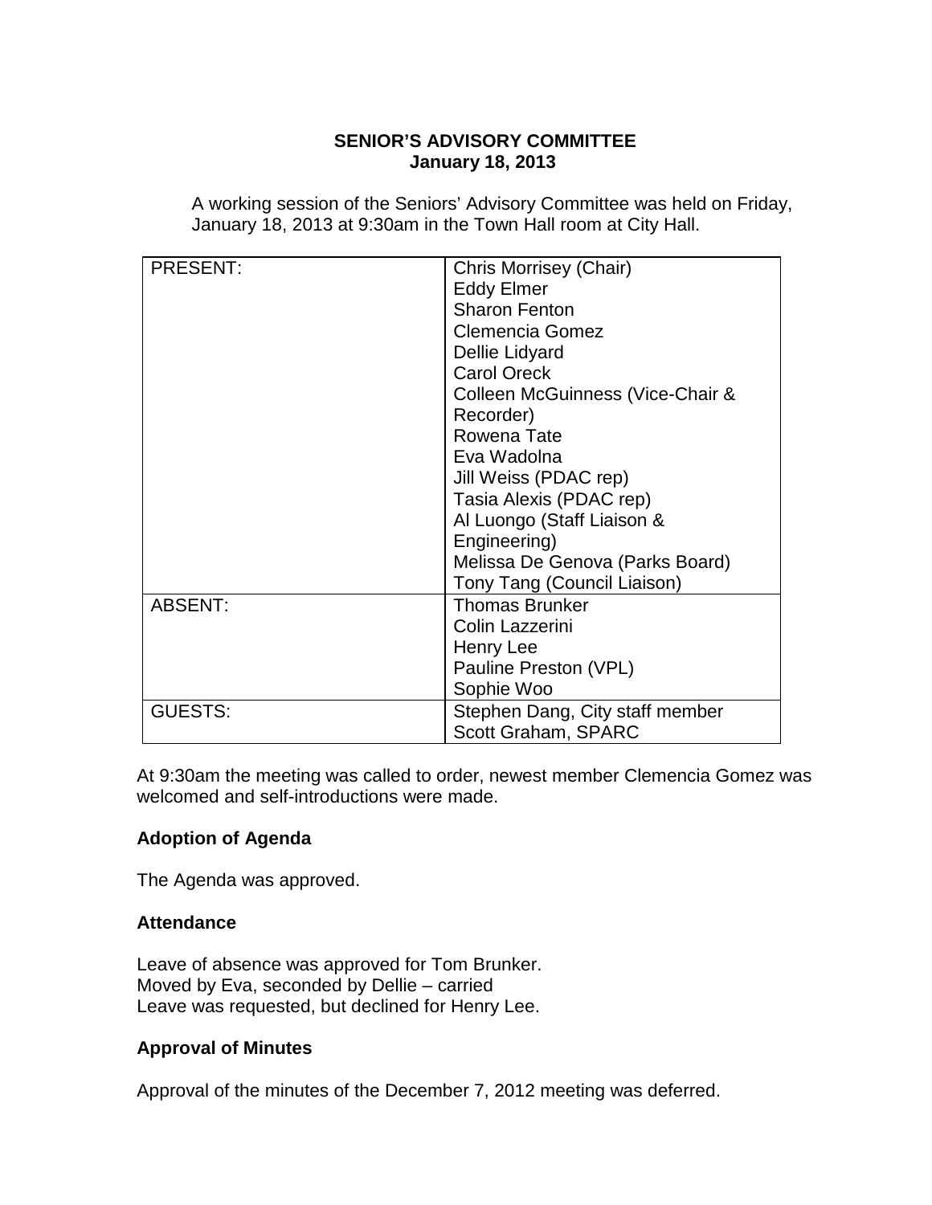**SENIOR'S ADVISORY COMMITTEE**
**January 18, 2013**

A working session of the Seniors' Advisory Committee was held on Friday, January 18, 2013 at 9:30am in the Town Hall room at City Hall.

| | |
|---|---|
| PRESENT: | Chris Morrisey (Chair)<br>Eddy Elmer<br>Sharon Fenton<br>Clemencia Gomez<br>Dellie Lidyard<br>Carol Oreck<br>Colleen McGuinness (Vice-Chair & Recorder)<br>Rowena Tate<br>Eva Wadolna<br>Jill Weiss (PDAC rep)<br>Tasia Alexis (PDAC rep)<br>Al Luongo (Staff Liaison & Engineering)<br>Melissa De Genova (Parks Board)<br>Tony Tang (Council Liaison) |
| ABSENT: | Thomas Brunker<br>Colin Lazzerini<br>Henry Lee<br>Pauline Preston (VPL)<br>Sophie Woo |
| GUESTS: | Stephen Dang, City staff member<br>Scott Graham, SPARC |

At 9:30am the meeting was called to order, newest member Clemencia Gomez was welcomed and self-introductions were made.

**Adoption of Agenda**

The Agenda was approved.

**Attendance**

Leave of absence was approved for Tom Brunker.
Moved by Eva, seconded by Dellie – carried
Leave was requested, but declined for Henry Lee.

**Approval of Minutes**

Approval of the minutes of the December 7, 2012 meeting was deferred.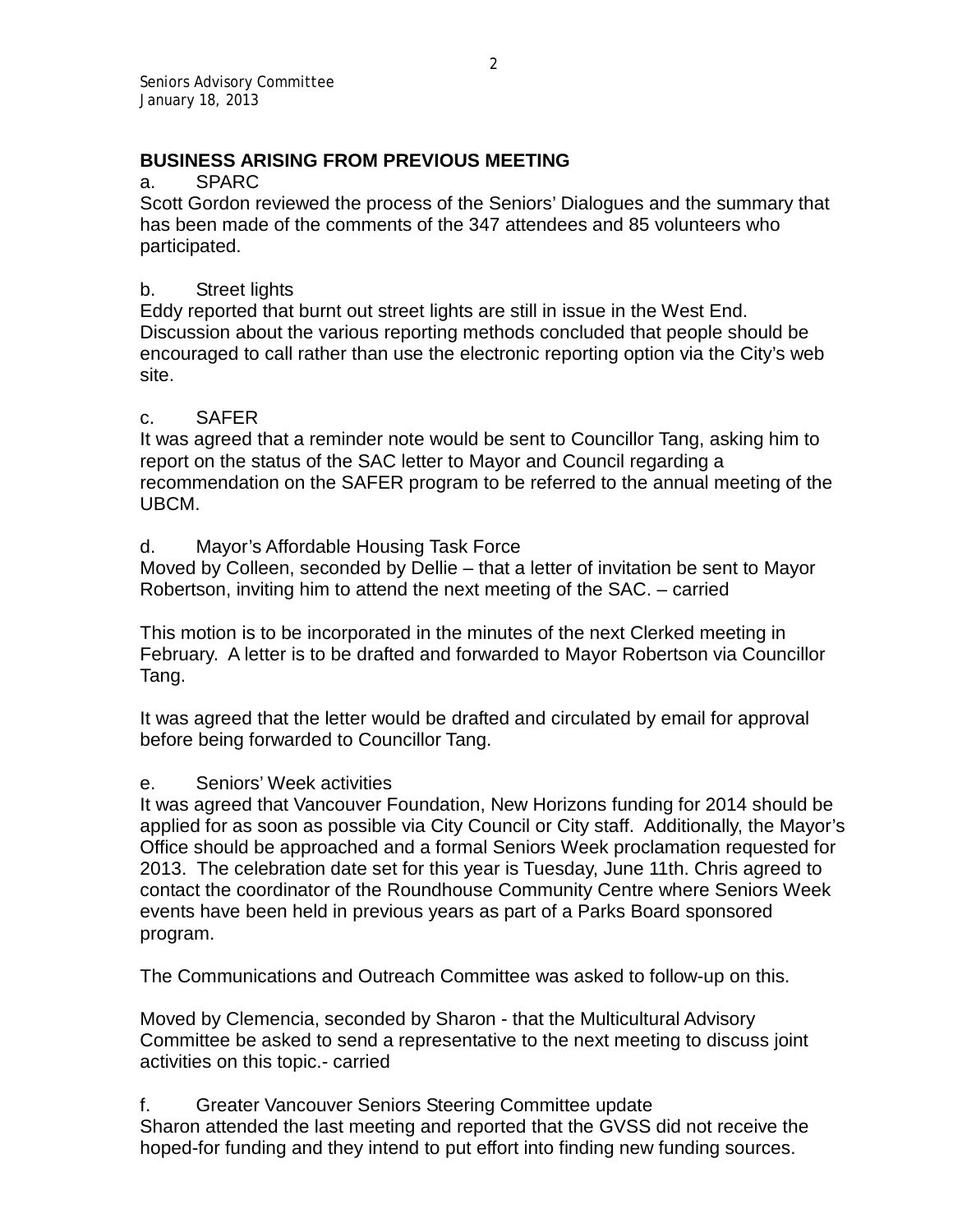## BUSINESS ARISING FROM PREVIOUS MEETING

a. SPARC

Scott Gordon reviewed the process of the Seniors' Dialogues and the summary that has been made of the comments of the 347 attendees and 85 volunteers who participated.

b. Street lights

Eddy reported that burnt out street lights are still in issue in the West End. Discussion about the various reporting methods concluded that people should be encouraged to call rather than use the electronic reporting option via the City's web site.

c. SAFER

It was agreed that a reminder note would be sent to Councillor Tang, asking him to report on the status of the SAC letter to Mayor and Council regarding a recommendation on the SAFER program to be referred to the annual meeting of the UBCM.

d. Mayor's Affordable Housing Task Force

Moved by Colleen, seconded by Dellie – that a letter of invitation be sent to Mayor Robertson, inviting him to attend the next meeting of the SAC. – carried

This motion is to be incorporated in the minutes of the next Clerked meeting in February. A letter is to be drafted and forwarded to Mayor Robertson via Councillor Tang.

It was agreed that the letter would be drafted and circulated by email for approval before being forwarded to Councillor Tang.

e. Seniors' Week activities

It was agreed that Vancouver Foundation, New Horizons funding for 2014 should be applied for as soon as possible via City Council or City staff. Additionally, the Mayor's Office should be approached and a formal Seniors Week proclamation requested for 2013. The celebration date set for this year is Tuesday, June 11th. Chris agreed to contact the coordinator of the Roundhouse Community Centre where Seniors Week events have been held in previous years as part of a Parks Board sponsored program.

The Communications and Outreach Committee was asked to follow-up on this.

Moved by Clemencia, seconded by Sharon - that the Multicultural Advisory Committee be asked to send a representative to the next meeting to discuss joint activities on this topic.- carried

f. Greater Vancouver Seniors Steering Committee update

Sharon attended the last meeting and reported that the GVSS did not receive the hoped-for funding and they intend to put effort into finding new funding sources.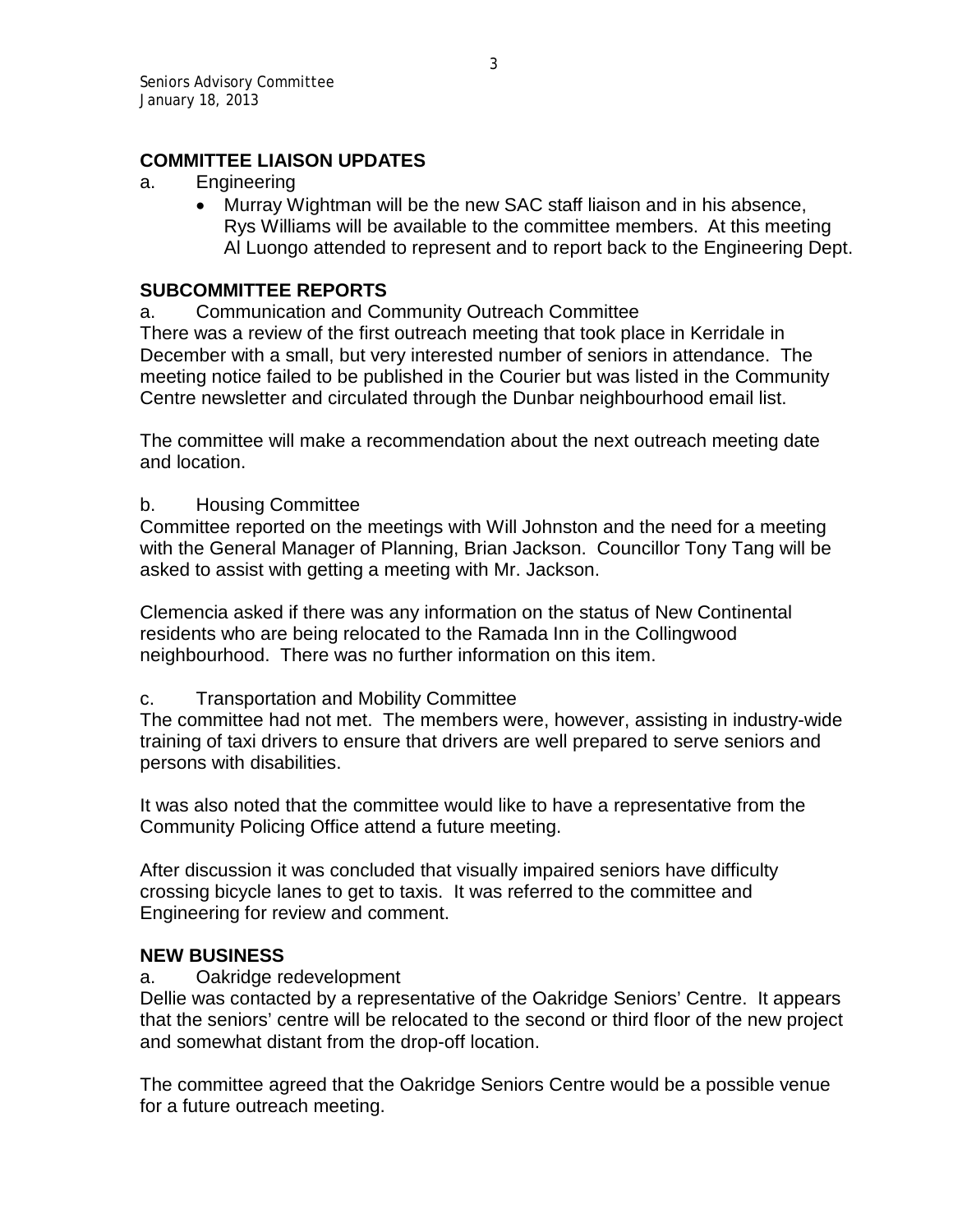## COMMITTEE LIAISON UPDATES

a. Engineering

- Murray Wightman will be the new SAC staff liaison and in his absence, Rys Williams will be available to the committee members. At this meeting Al Luongo attended to represent and to report back to the Engineering Dept.

## SUBCOMMITTEE REPORTS

a. Communication and Community Outreach Committee

There was a review of the first outreach meeting that took place in Kerridale in December with a small, but very interested number of seniors in attendance. The meeting notice failed to be published in the Courier but was listed in the Community Centre newsletter and circulated through the Dunbar neighbourhood email list.

The committee will make a recommendation about the next outreach meeting date and location.

b. Housing Committee

Committee reported on the meetings with Will Johnston and the need for a meeting with the General Manager of Planning, Brian Jackson. Councillor Tony Tang will be asked to assist with getting a meeting with Mr. Jackson.

Clemencia asked if there was any information on the status of New Continental residents who are being relocated to the Ramada Inn in the Collingwood neighbourhood. There was no further information on this item.

c. Transportation and Mobility Committee

The committee had not met. The members were, however, assisting in industry-wide training of taxi drivers to ensure that drivers are well prepared to serve seniors and persons with disabilities.

It was also noted that the committee would like to have a representative from the Community Policing Office attend a future meeting.

After discussion it was concluded that visually impaired seniors have difficulty crossing bicycle lanes to get to taxis. It was referred to the committee and Engineering for review and comment.

## NEW BUSINESS

a. Oakridge redevelopment

Dellie was contacted by a representative of the Oakridge Seniors' Centre. It appears that the seniors' centre will be relocated to the second or third floor of the new project and somewhat distant from the drop-off location.

The committee agreed that the Oakridge Seniors Centre would be a possible venue for a future outreach meeting.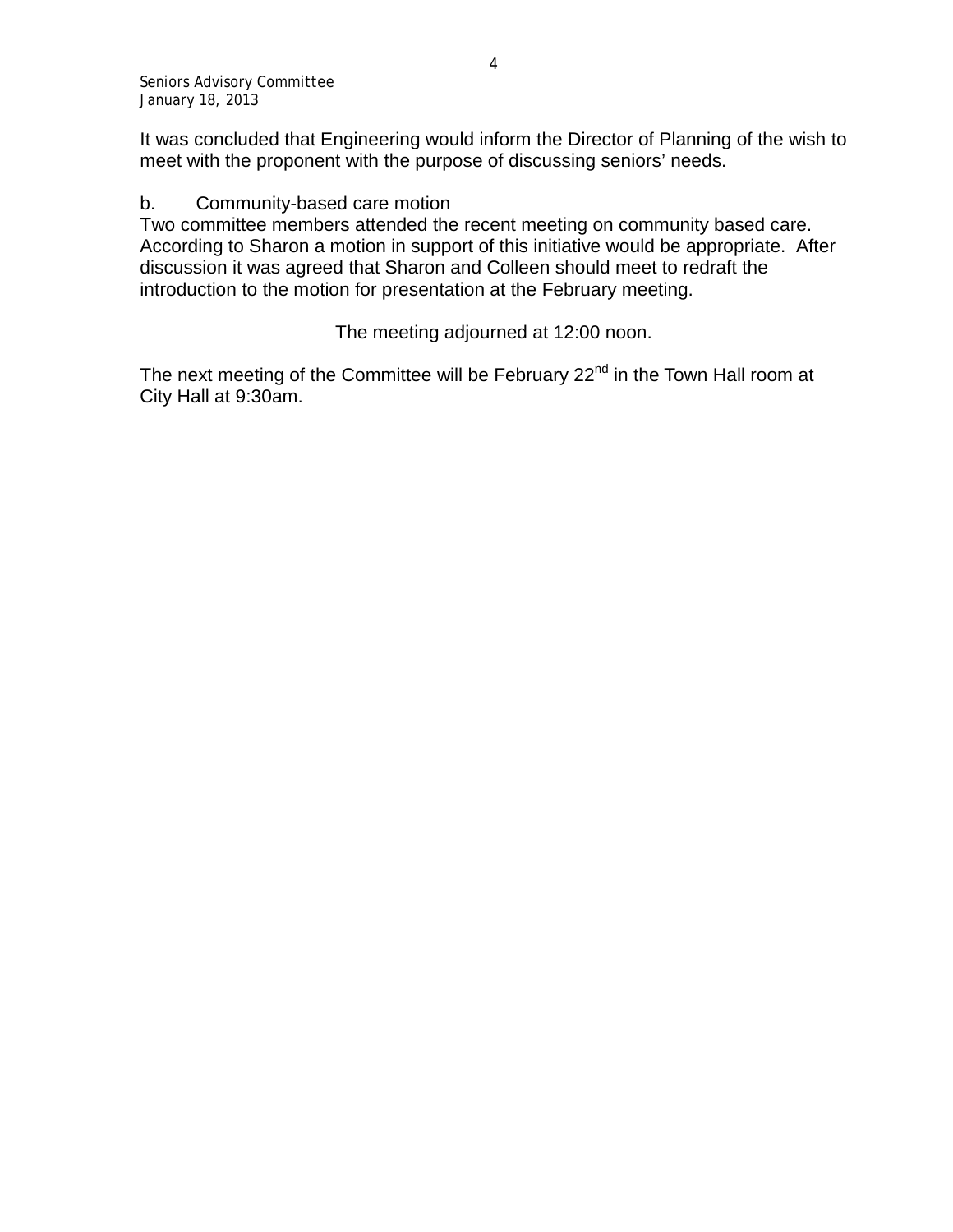It was concluded that Engineering would inform the Director of Planning of the wish to meet with the proponent with the purpose of discussing seniors' needs.

b. Community-based care motion

Two committee members attended the recent meeting on community based care. According to Sharon a motion in support of this initiative would be appropriate. After discussion it was agreed that Sharon and Colleen should meet to redraft the introduction to the motion for presentation at the February meeting.

The meeting adjourned at 12:00 noon.

The next meeting of the Committee will be February 22nd in the Town Hall room at City Hall at 9:30am.